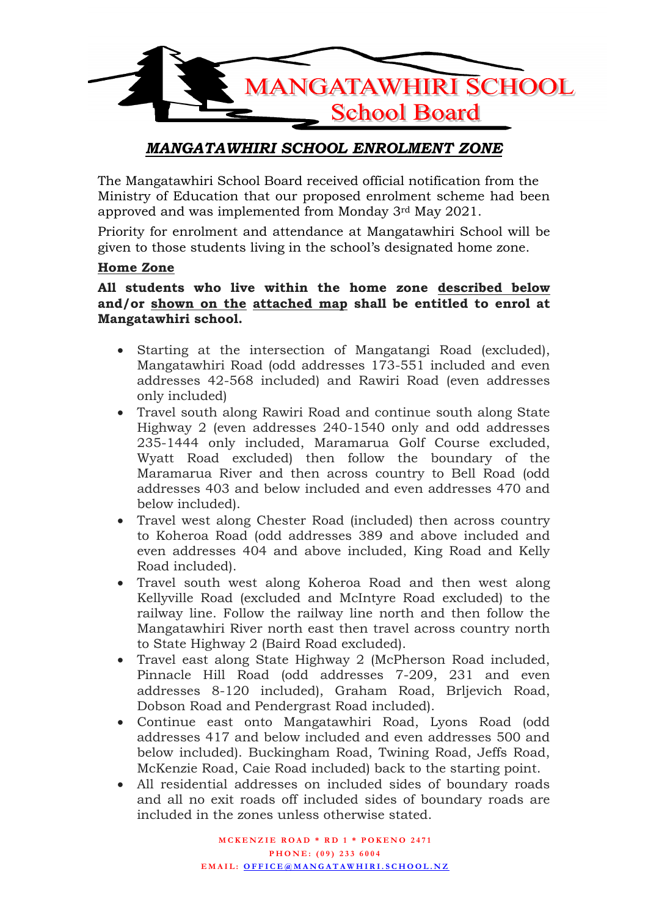# MANGATAWHIRI SCHOOL
## School Board

## ***MANGATAWHIRI SCHOOL ENROLMENT ZONE***

The Mangatawhiri School Board received official notification from the Ministry of Education that our proposed enrolment scheme had been approved and was implemented from Monday 3rd May 2021.

Priority for enrolment and attendance at Mangatawhiri School will be given to those students living in the school's designated home zone.

### Home Zone

**All students who live within the home zone described below and/or shown on the attached map shall be entitled to enrol at Mangatawhiri school.**

- Starting at the intersection of Mangatangi Road (excluded), Mangatawhiri Road (odd addresses 173-551 included and even addresses 42-568 included) and Rawiri Road (even addresses only included)
- Travel south along Rawiri Road and continue south along State Highway 2 (even addresses 240-1540 only and odd addresses 235-1444 only included, Maramarua Golf Course excluded, Wyatt Road excluded) then follow the boundary of the Maramarua River and then across country to Bell Road (odd addresses 403 and below included and even addresses 470 and below included).
- Travel west along Chester Road (included) then across country to Koheroa Road (odd addresses 389 and above included and even addresses 404 and above included, King Road and Kelly Road included).
- Travel south west along Koheroa Road and then west along Kellyville Road (excluded and McIntyre Road excluded) to the railway line. Follow the railway line north and then follow the Mangatawhiri River north east then travel across country north to State Highway 2 (Baird Road excluded).
- Travel east along State Highway 2 (McPherson Road included, Pinnacle Hill Road (odd addresses 7-209, 231 and even addresses 8-120 included), Graham Road, Brljevich Road, Dobson Road and Pendergrast Road included).
- Continue east onto Mangatawhiri Road, Lyons Road (odd addresses 417 and below included and even addresses 500 and below included). Buckingham Road, Twining Road, Jeffs Road, McKenzie Road, Caie Road included) back to the starting point.
- All residential addresses on included sides of boundary roads and all no exit roads off included sides of boundary roads are included in the zones unless otherwise stated.

MCKENZIE ROAD * RD 1 * POKENO 2471
PHONE: (09) 233 6004
EMAIL: OFFICE@MANGATAWHIRI.SCHOOL.NZ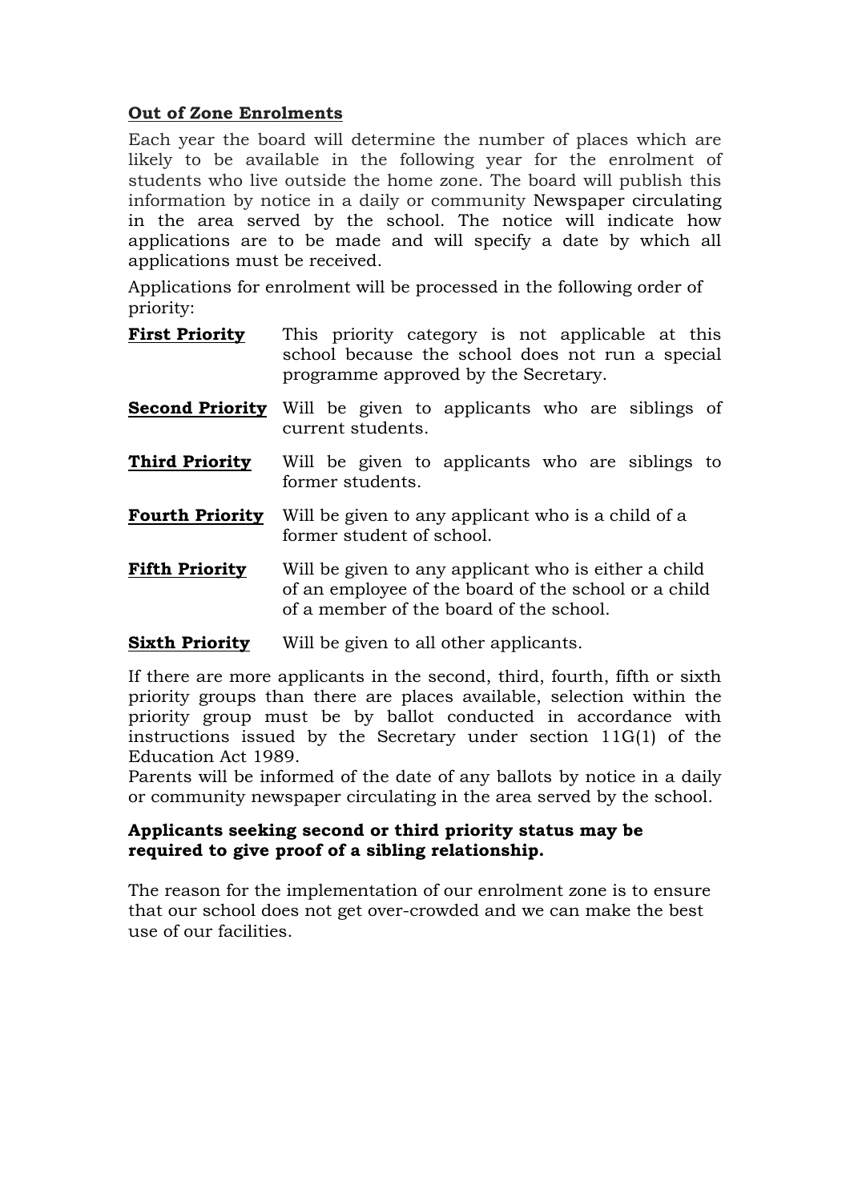## Out of Zone Enrolments

Each year the board will determine the number of places which are likely to be available in the following year for the enrolment of students who live outside the home zone. The board will publish this information by notice in a daily or community Newspaper circulating in the area served by the school. The notice will indicate how applications are to be made and will specify a date by which all applications must be received.

Applications for enrolment will be processed in the following order of priority:

**First Priority** This priority category is not applicable at this school because the school does not run a special programme approved by the Secretary.

**Second Priority** Will be given to applicants who are siblings of current students.

**Third Priority** Will be given to applicants who are siblings to former students.

**Fourth Priority** Will be given to any applicant who is a child of a former student of school.

**Fifth Priority** Will be given to any applicant who is either a child of an employee of the board of the school or a child of a member of the board of the school.

**Sixth Priority** Will be given to all other applicants.

If there are more applicants in the second, third, fourth, fifth or sixth priority groups than there are places available, selection within the priority group must be by ballot conducted in accordance with instructions issued by the Secretary under section 11G(1) of the Education Act 1989.
Parents will be informed of the date of any ballots by notice in a daily or community newspaper circulating in the area served by the school.

**Applicants seeking second or third priority status may be required to give proof of a sibling relationship.**

The reason for the implementation of our enrolment zone is to ensure that our school does not get over-crowded and we can make the best use of our facilities.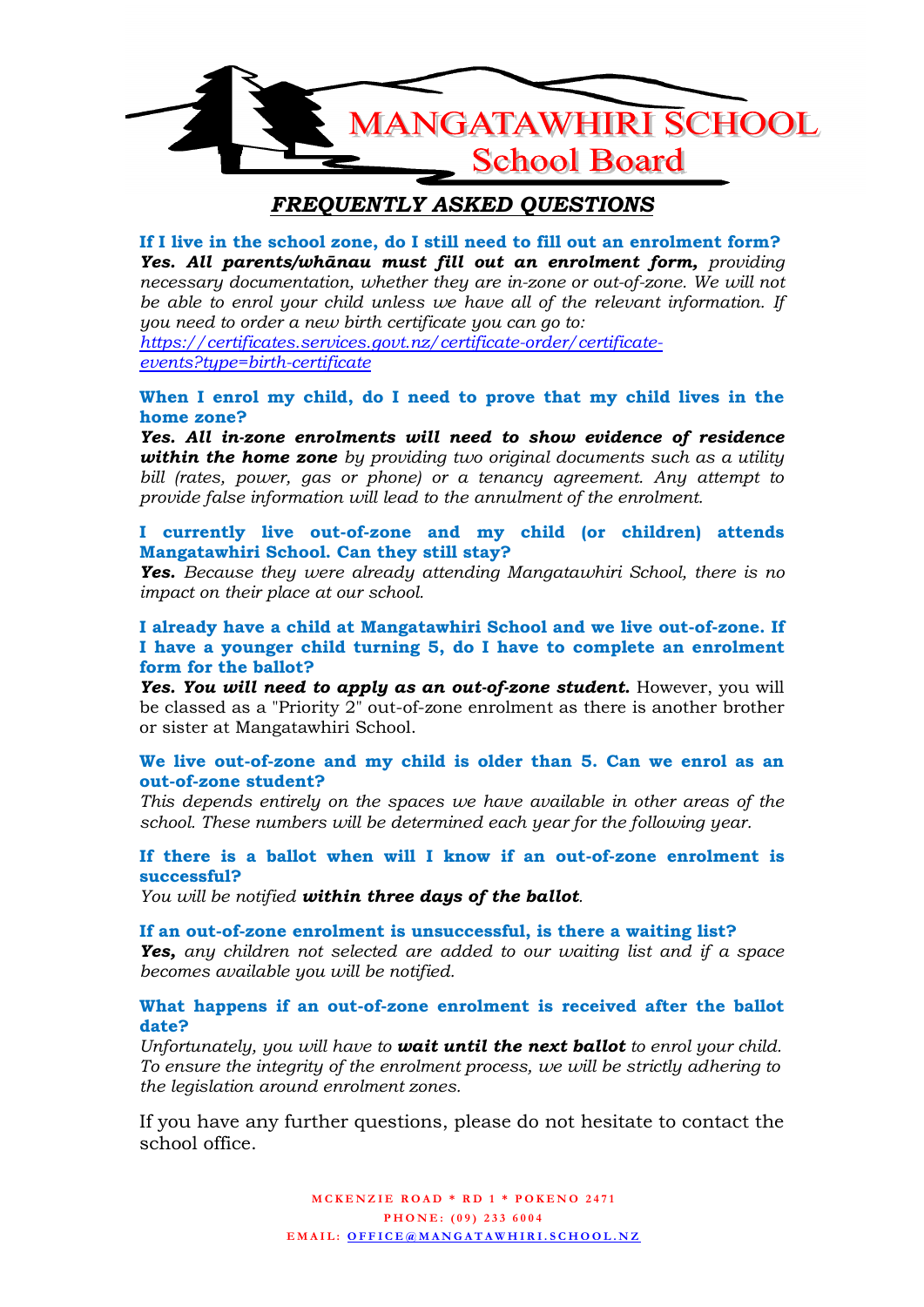# MANGATAWHIRI SCHOOL
## School Board

## *FREQUENTLY ASKED QUESTIONS*

**If I live in the school zone, do I still need to fill out an enrolment form?**
***Yes. All parents/whānau must fill out an enrolment form,*** *providing necessary documentation, whether they are in-zone or out-of-zone. We will not be able to enrol your child unless we have all of the relevant information. If you need to order a new birth certificate you can go to:* *https://certificates.services.govt.nz/certificate-order/certificate-events?type=birth-certificate*

**When I enrol my child, do I need to prove that my child lives in the home zone?**
***Yes. All in-zone enrolments will need to show evidence of residence within the home zone*** *by providing two original documents such as a utility bill (rates, power, gas or phone) or a tenancy agreement. Any attempt to provide false information will lead to the annulment of the enrolment.*

**I currently live out-of-zone and my child (or children) attends Mangatawhiri School. Can they still stay?**
***Yes.*** *Because they were already attending Mangatawhiri School, there is no impact on their place at our school.*

**I already have a child at Mangatawhiri School and we live out-of-zone. If I have a younger child turning 5, do I have to complete an enrolment form for the ballot?**
***Yes. You will need to apply as an out-of-zone student.*** However, you will be classed as a "Priority 2" out-of-zone enrolment as there is another brother or sister at Mangatawhiri School.

**We live out-of-zone and my child is older than 5. Can we enrol as an out-of-zone student?**
*This depends entirely on the spaces we have available in other areas of the school. These numbers will be determined each year for the following year.*

**If there is a ballot when will I know if an out-of-zone enrolment is successful?**
*You will be notified* ***within three days of the ballot****.*

**If an out-of-zone enrolment is unsuccessful, is there a waiting list?**
***Yes,*** *any children not selected are added to our waiting list and if a space becomes available you will be notified.*

**What happens if an out-of-zone enrolment is received after the ballot date?**
*Unfortunately, you will have to* ***wait until the next ballot*** *to enrol your child. To ensure the integrity of the enrolment process, we will be strictly adhering to the legislation around enrolment zones.*

If you have any further questions, please do not hesitate to contact the school office.

MCKENZIE ROAD * RD 1 * POKENO 2471
PHONE: (09) 233 6004
EMAIL: OFFICE@MANGATAWHIRI.SCHOOL.NZ